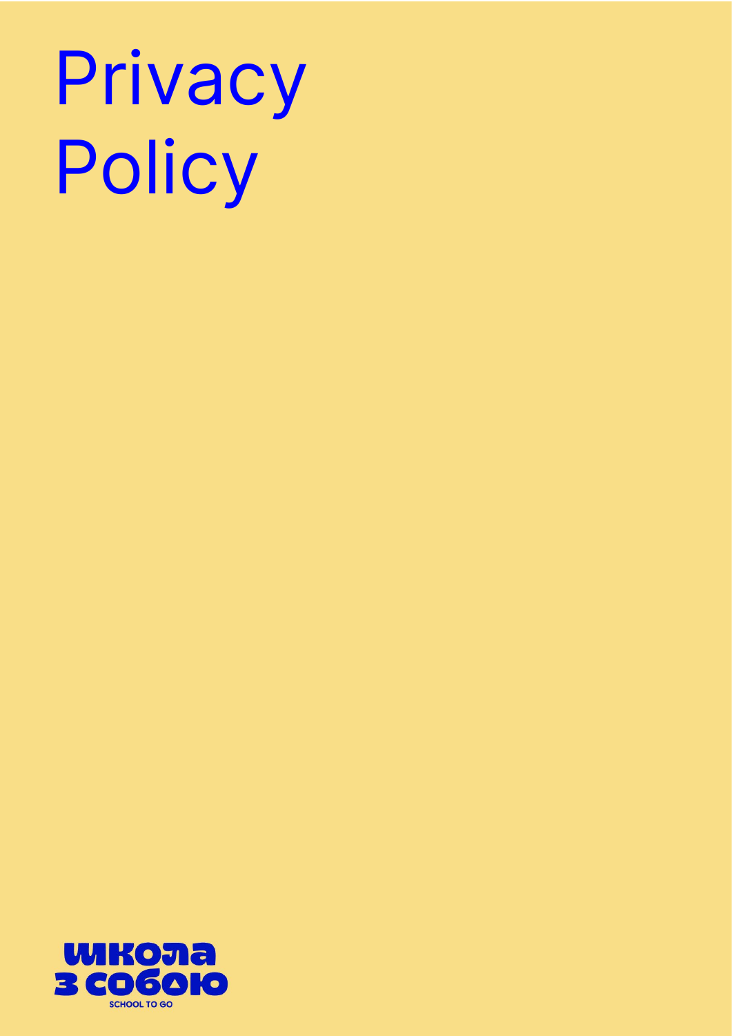# Privacy Policy

школа з собою

SCHOOL TO GO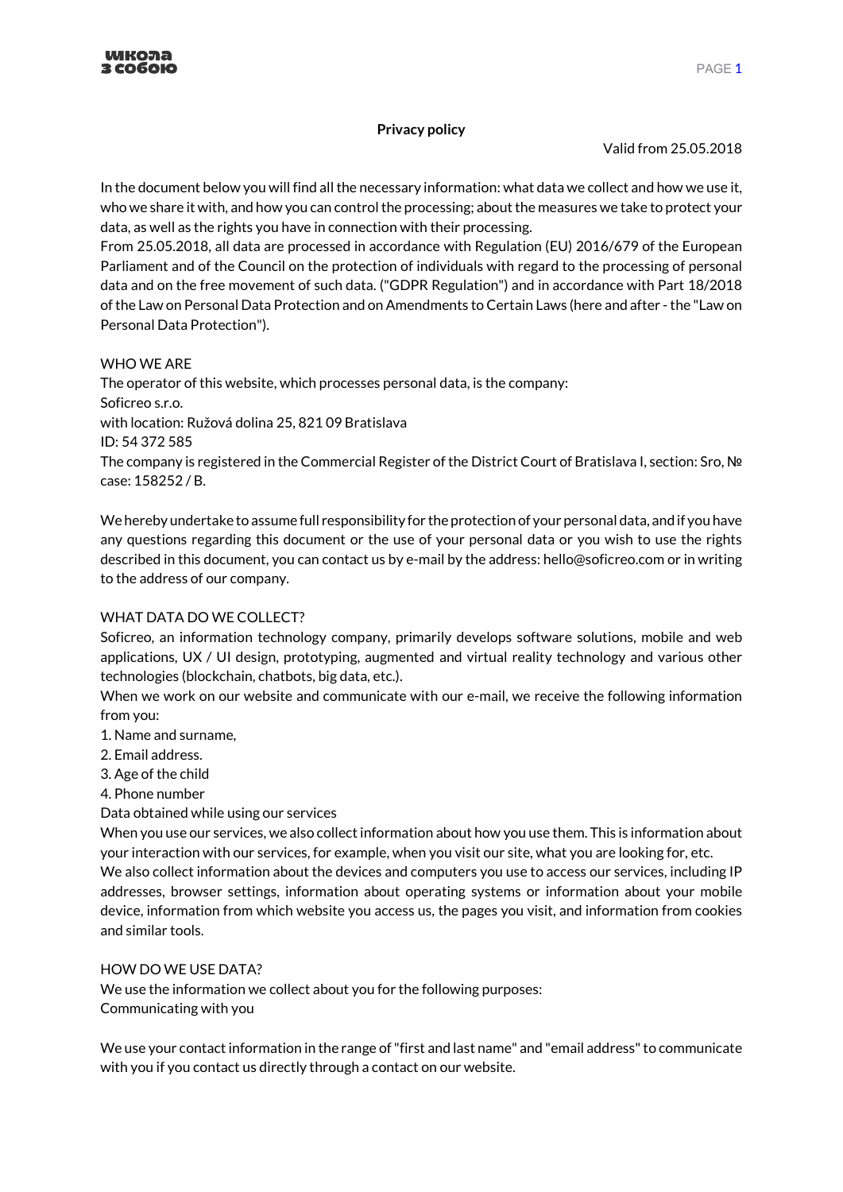**Privacy policy**

Valid from 25.05.2018

In the document below you will find all the necessary information: what data we collect and how we use it, who we share it with, and how you can control the processing; about the measures we take to protect your data, as well as the rights you have in connection with their processing.
From 25.05.2018, all data are processed in accordance with Regulation (EU) 2016/679 of the European Parliament and of the Council on the protection of individuals with regard to the processing of personal data and on the free movement of such data. ("GDPR Regulation") and in accordance with Part 18/2018 of the Law on Personal Data Protection and on Amendments to Certain Laws (here and after - the "Law on Personal Data Protection").

WHO WE ARE
The operator of this website, which processes personal data, is the company:
Soficreo s.r.o.
with location: Ružová dolina 25, 821 09 Bratislava
ID: 54 372 585
The company is registered in the Commercial Register of the District Court of Bratislava I, section: Sro, № case: 158252 / B.

We hereby undertake to assume full responsibility for the protection of your personal data, and if you have any questions regarding this document or the use of your personal data or you wish to use the rights described in this document, you can contact us by e-mail by the address: hello@soficreo.com or in writing to the address of our company.

WHAT DATA DO WE COLLECT?
Soficreo, an information technology company, primarily develops software solutions, mobile and web applications, UX / UI design, prototyping, augmented and virtual reality technology and various other technologies (blockchain, chatbots, big data, etc.).
When we work on our website and communicate with our e-mail, we receive the following information from you:
1. Name and surname,
2. Email address.
3. Age of the child
4. Phone number
Data obtained while using our services
When you use our services, we also collect information about how you use them. This is information about your interaction with our services, for example, when you visit our site, what you are looking for, etc.
We also collect information about the devices and computers you use to access our services, including IP addresses, browser settings, information about operating systems or information about your mobile device, information from which website you access us, the pages you visit, and information from cookies and similar tools.

HOW DO WE USE DATA?
We use the information we collect about you for the following purposes:
Communicating with you

We use your contact information in the range of "first and last name" and "email address" to communicate with you if you contact us directly through a contact on our website.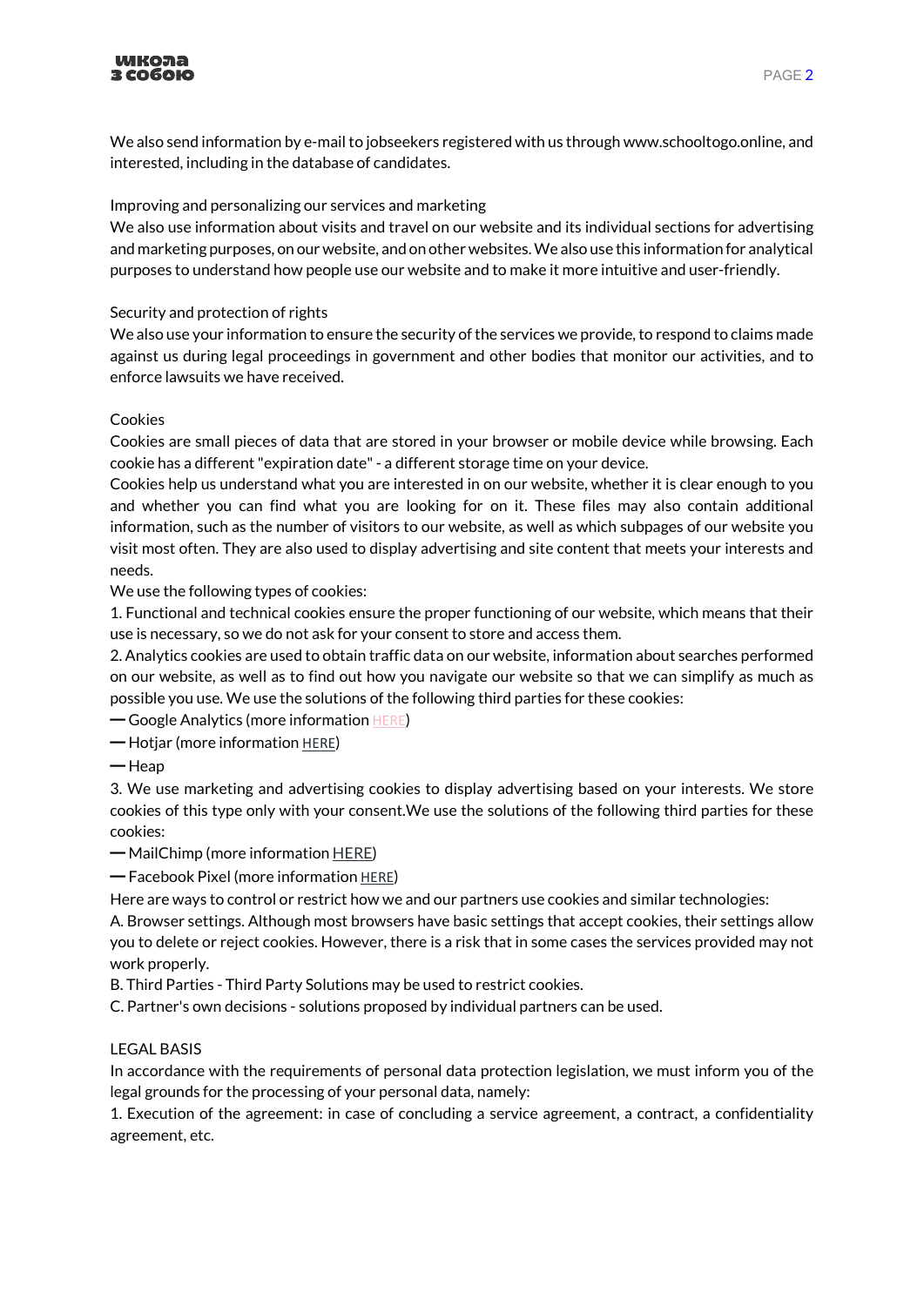We also send information by e-mail to jobseekers registered with us through www.schooltogo.online, and interested, including in the database of candidates.

Improving and personalizing our services and marketing

We also use information about visits and travel on our website and its individual sections for advertising and marketing purposes, on our website, and on other websites. We also use this information for analytical purposes to understand how people use our website and to make it more intuitive and user-friendly.

Security and protection of rights

We also use your information to ensure the security of the services we provide, to respond to claims made against us during legal proceedings in government and other bodies that monitor our activities, and to enforce lawsuits we have received.

Cookies

Cookies are small pieces of data that are stored in your browser or mobile device while browsing. Each cookie has a different "expiration date" - a different storage time on your device.

Cookies help us understand what you are interested in on our website, whether it is clear enough to you and whether you can find what you are looking for on it. These files may also contain additional information, such as the number of visitors to our website, as well as which subpages of our website you visit most often. They are also used to display advertising and site content that meets your interests and needs.

We use the following types of cookies:

1. Functional and technical cookies ensure the proper functioning of our website, which means that their use is necessary, so we do not ask for your consent to store and access them.
2. Analytics cookies are used to obtain traffic data on our website, information about searches performed on our website, as well as to find out how you navigate our website so that we can simplify as much as possible you use. We use the solutions of the following third parties for these cookies:

— Google Analytics (more information HERE)

— Hotjar (more information HERE)

— Heap

3. We use marketing and advertising cookies to display advertising based on your interests. We store cookies of this type only with your consent.We use the solutions of the following third parties for these cookies:

— MailChimp (more information HERE)

— Facebook Pixel (more information HERE)

Here are ways to control or restrict how we and our partners use cookies and similar technologies:

A. Browser settings. Although most browsers have basic settings that accept cookies, their settings allow you to delete or reject cookies. However, there is a risk that in some cases the services provided may not work properly.

B. Third Parties - Third Party Solutions may be used to restrict cookies.

C. Partner's own decisions - solutions proposed by individual partners can be used.

LEGAL BASIS

In accordance with the requirements of personal data protection legislation, we must inform you of the legal grounds for the processing of your personal data, namely:

1. Execution of the agreement: in case of concluding a service agreement, a contract, a confidentiality agreement, etc.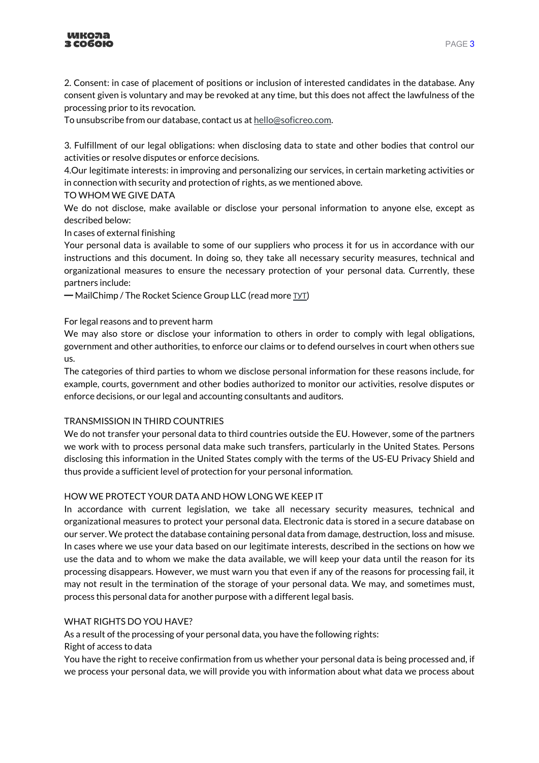2. Consent: in case of placement of positions or inclusion of interested candidates in the database. Any consent given is voluntary and may be revoked at any time, but this does not affect the lawfulness of the processing prior to its revocation.

To unsubscribe from our database, contact us at hello@soficreo.com.

3. Fulfillment of our legal obligations: when disclosing data to state and other bodies that control our activities or resolve disputes or enforce decisions.

4.Our legitimate interests: in improving and personalizing our services, in certain marketing activities or in connection with security and protection of rights, as we mentioned above.

TO WHOM WE GIVE DATA

We do not disclose, make available or disclose your personal information to anyone else, except as described below:

In cases of external finishing

Your personal data is available to some of our suppliers who process it for us in accordance with our instructions and this document. In doing so, they take all necessary security measures, technical and organizational measures to ensure the necessary protection of your personal data. Currently, these partners include:

— MailChimp / The Rocket Science Group LLC (read more тут)

For legal reasons and to prevent harm

We may also store or disclose your information to others in order to comply with legal obligations, government and other authorities, to enforce our claims or to defend ourselves in court when others sue us.

The categories of third parties to whom we disclose personal information for these reasons include, for example, courts, government and other bodies authorized to monitor our activities, resolve disputes or enforce decisions, or our legal and accounting consultants and auditors.

TRANSMISSION IN THIRD COUNTRIES

We do not transfer your personal data to third countries outside the EU. However, some of the partners we work with to process personal data make such transfers, particularly in the United States. Persons disclosing this information in the United States comply with the terms of the US-EU Privacy Shield and thus provide a sufficient level of protection for your personal information.

HOW WE PROTECT YOUR DATA AND HOW LONG WE KEEP IT

In accordance with current legislation, we take all necessary security measures, technical and organizational measures to protect your personal data. Electronic data is stored in a secure database on our server. We protect the database containing personal data from damage, destruction, loss and misuse. In cases where we use your data based on our legitimate interests, described in the sections on how we use the data and to whom we make the data available, we will keep your data until the reason for its processing disappears. However, we must warn you that even if any of the reasons for processing fail, it may not result in the termination of the storage of your personal data. We may, and sometimes must, process this personal data for another purpose with a different legal basis.

WHAT RIGHTS DO YOU HAVE?

As a result of the processing of your personal data, you have the following rights:

Right of access to data

You have the right to receive confirmation from us whether your personal data is being processed and, if we process your personal data, we will provide you with information about what data we process about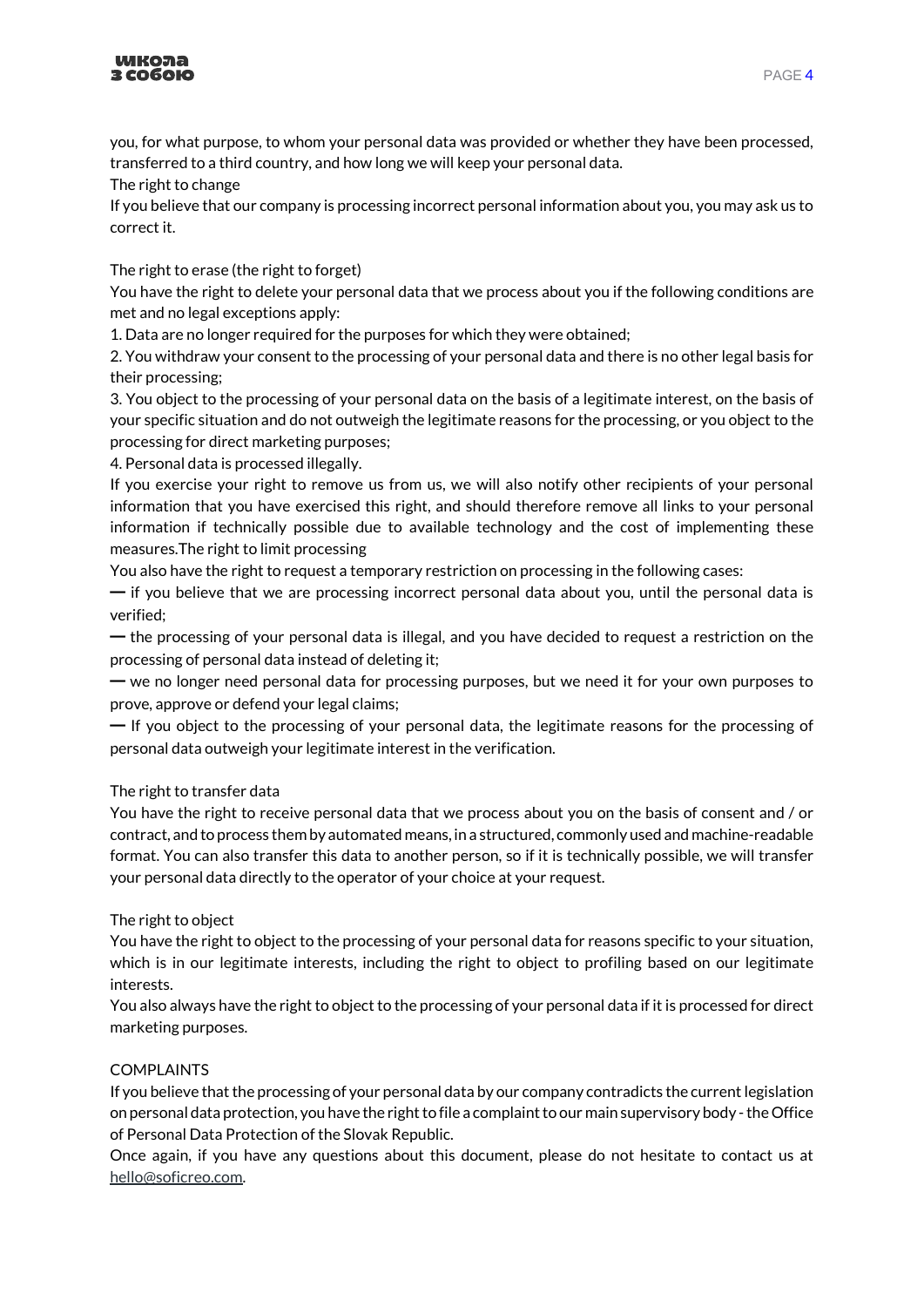you, for what purpose, to whom your personal data was provided or whether they have been processed, transferred to a third country, and how long we will keep your personal data.

The right to change

If you believe that our company is processing incorrect personal information about you, you may ask us to correct it.

The right to erase (the right to forget)

You have the right to delete your personal data that we process about you if the following conditions are met and no legal exceptions apply:

1. Data are no longer required for the purposes for which they were obtained;
2. You withdraw your consent to the processing of your personal data and there is no other legal basis for their processing;
3. You object to the processing of your personal data on the basis of a legitimate interest, on the basis of your specific situation and do not outweigh the legitimate reasons for the processing, or you object to the processing for direct marketing purposes;
4. Personal data is processed illegally.

If you exercise your right to remove us from us, we will also notify other recipients of your personal information that you have exercised this right, and should therefore remove all links to your personal information if technically possible due to available technology and the cost of implementing these measures.The right to limit processing

You also have the right to request a temporary restriction on processing in the following cases:

— if you believe that we are processing incorrect personal data about you, until the personal data is verified;

— the processing of your personal data is illegal, and you have decided to request a restriction on the processing of personal data instead of deleting it;

— we no longer need personal data for processing purposes, but we need it for your own purposes to prove, approve or defend your legal claims;

— If you object to the processing of your personal data, the legitimate reasons for the processing of personal data outweigh your legitimate interest in the verification.

The right to transfer data

You have the right to receive personal data that we process about you on the basis of consent and / or contract, and to process them by automated means, in a structured, commonly used and machine-readable format. You can also transfer this data to another person, so if it is technically possible, we will transfer your personal data directly to the operator of your choice at your request.

The right to object

You have the right to object to the processing of your personal data for reasons specific to your situation, which is in our legitimate interests, including the right to object to profiling based on our legitimate interests.

You also always have the right to object to the processing of your personal data if it is processed for direct marketing purposes.

COMPLAINTS

If you believe that the processing of your personal data by our company contradicts the current legislation on personal data protection, you have the right to file a complaint to our main supervisory body - the Office of Personal Data Protection of the Slovak Republic.

Once again, if you have any questions about this document, please do not hesitate to contact us at hello@soficreo.com.